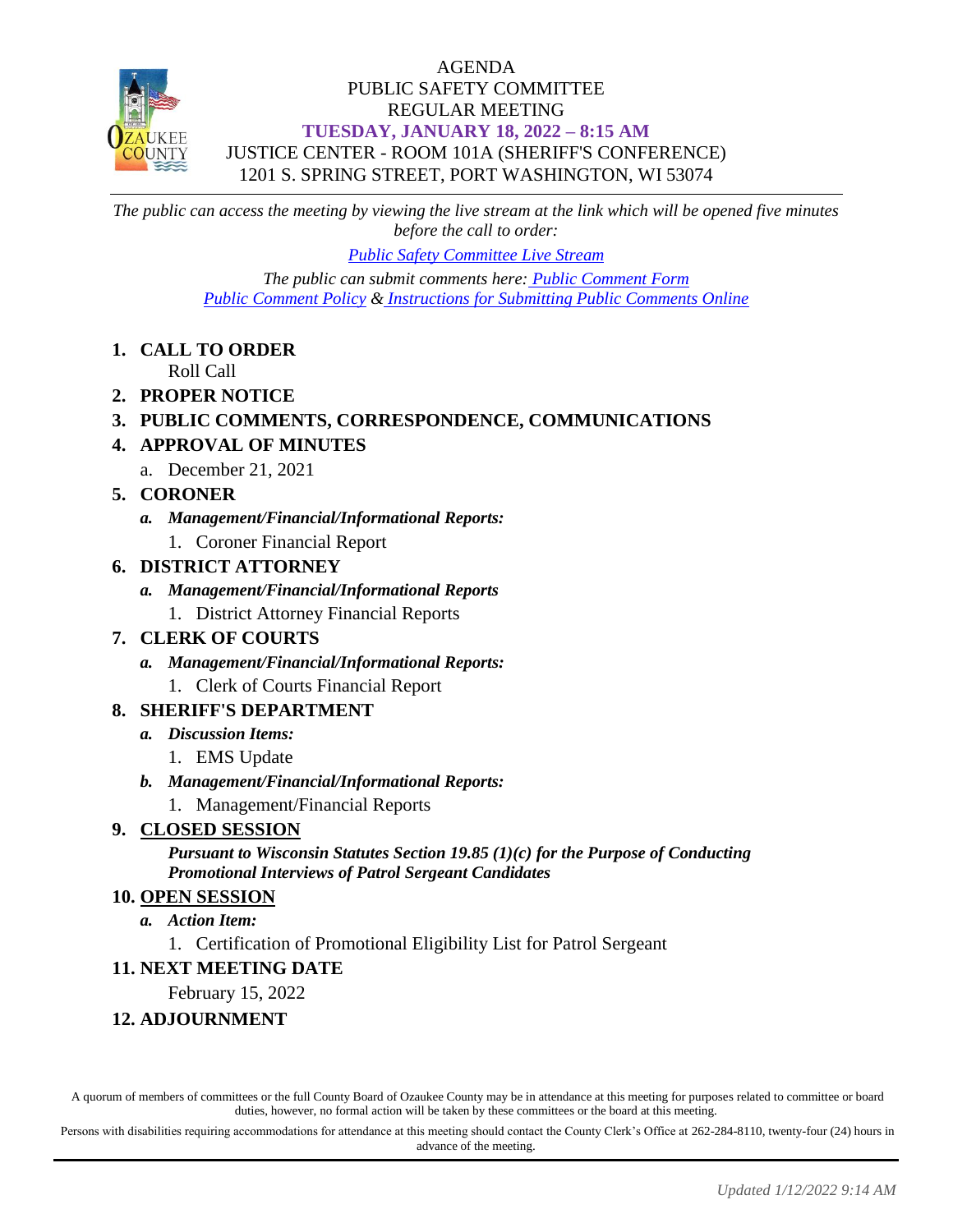# AGENDA
## PUBLIC SAFETY COMMITTEE
## REGULAR MEETING
### TUESDAY, JANUARY 18, 2022 – 8:15 AM

JUSTICE CENTER - ROOM 101A (SHERIFF'S CONFERENCE)
1201 S. SPRING STREET, PORT WASHINGTON, WI 53074

---

*The public can access the meeting by viewing the live stream at the link which will be opened five minutes before the call to order:*

*Public Safety Committee Live Stream*

*The public can submit comments here: Public Comment Form*
*Public Comment Policy & Instructions for Submitting Public Comments Online*

1. **CALL TO ORDER**
   Roll Call
2. **PROPER NOTICE**
3. **PUBLIC COMMENTS, CORRESPONDENCE, COMMUNICATIONS**
4. **APPROVAL OF MINUTES**
   a. December 21, 2021
5. **CORONER**
   *a.* ***Management/Financial/Informational Reports:***
      1. Coroner Financial Report
6. **DISTRICT ATTORNEY**
   *a.* ***Management/Financial/Informational Reports***
      1. District Attorney Financial Reports
7. **CLERK OF COURTS**
   *a.* ***Management/Financial/Informational Reports:***
      1. Clerk of Courts Financial Report
8. **SHERIFF'S DEPARTMENT**
   *a.* ***Discussion Items:***
      1. EMS Update
   *b.* ***Management/Financial/Informational Reports:***
      1. Management/Financial Reports
9. **CLOSED SESSION**
   ***Pursuant to Wisconsin Statutes Section 19.85 (1)(c) for the Purpose of Conducting Promotional Interviews of Patrol Sergeant Candidates***
10. **OPEN SESSION**
   *a.* ***Action Item:***
      1. Certification of Promotional Eligibility List for Patrol Sergeant
11. **NEXT MEETING DATE**
   February 15, 2022
12. **ADJOURNMENT**

A quorum of members of committees or the full County Board of Ozaukee County may be in attendance at this meeting for purposes related to committee or board duties, however, no formal action will be taken by these committees or the board at this meeting.

Persons with disabilities requiring accommodations for attendance at this meeting should contact the County Clerk's Office at 262-284-8110, twenty-four (24) hours in advance of the meeting.

*Updated 1/12/2022 9:14 AM*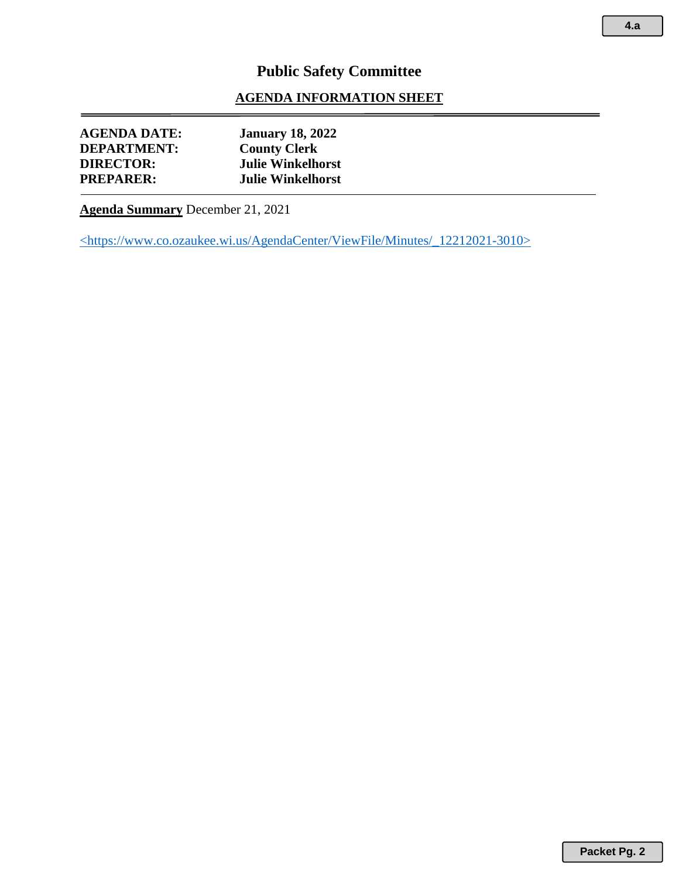# Public Safety Committee

## AGENDA INFORMATION SHEET

**AGENDA DATE:** **January 18, 2022**
**DEPARTMENT:** **County Clerk**
**DIRECTOR:** **Julie Winkelhorst**
**PREPARER:** **Julie Winkelhorst**

---

**Agenda Summary** December 21, 2021

<https://www.co.ozaukee.wi.us/AgendaCenter/ViewFile/Minutes/_12212021-3010>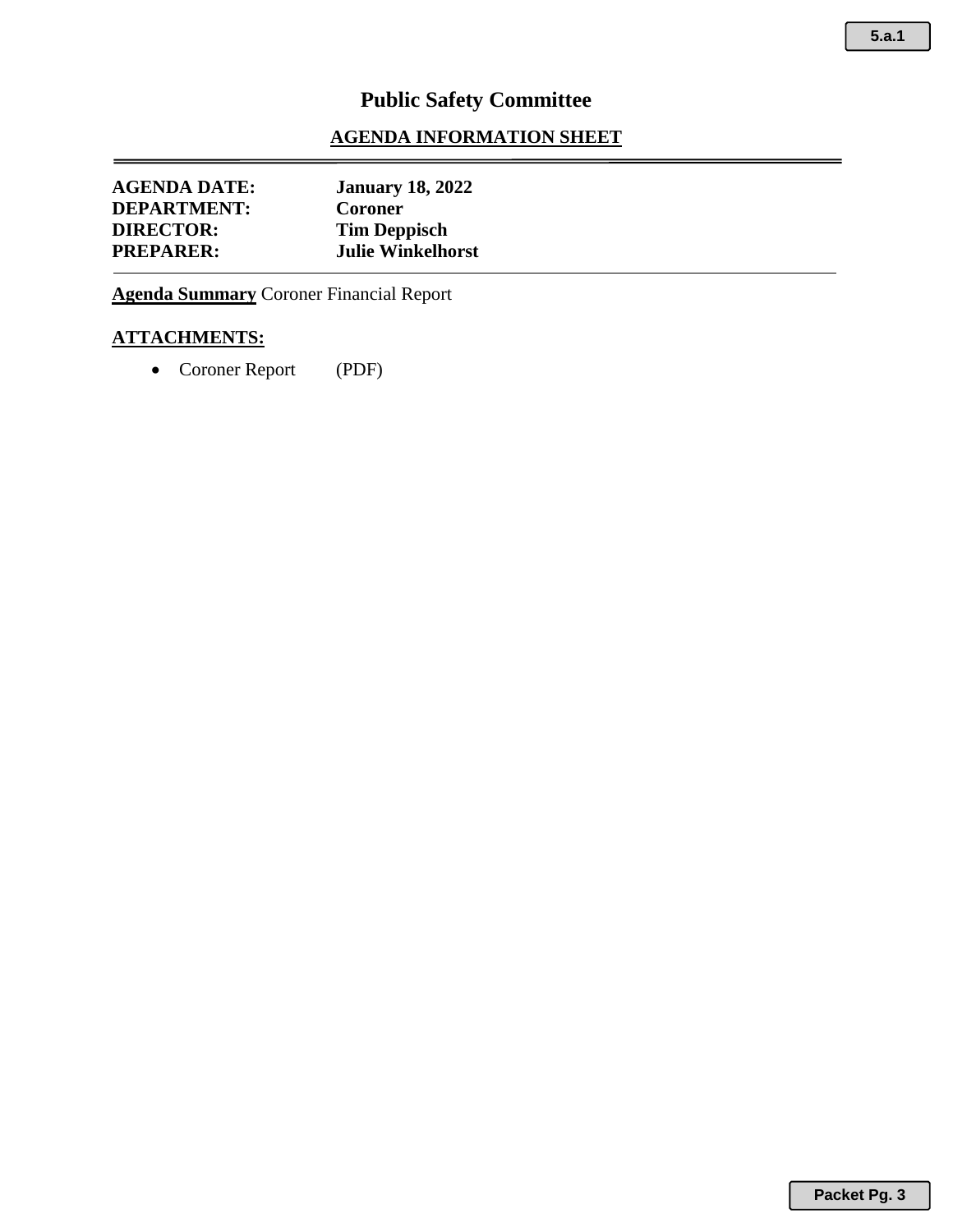# Public Safety Committee

## AGENDA INFORMATION SHEET

**AGENDA DATE:** **January 18, 2022**
**DEPARTMENT:** **Coroner**
**DIRECTOR:** **Tim Deppisch**
**PREPARER:** **Julie Winkelhorst**

---

**Agenda Summary** Coroner Financial Report

**ATTACHMENTS:**

- Coroner Report (PDF)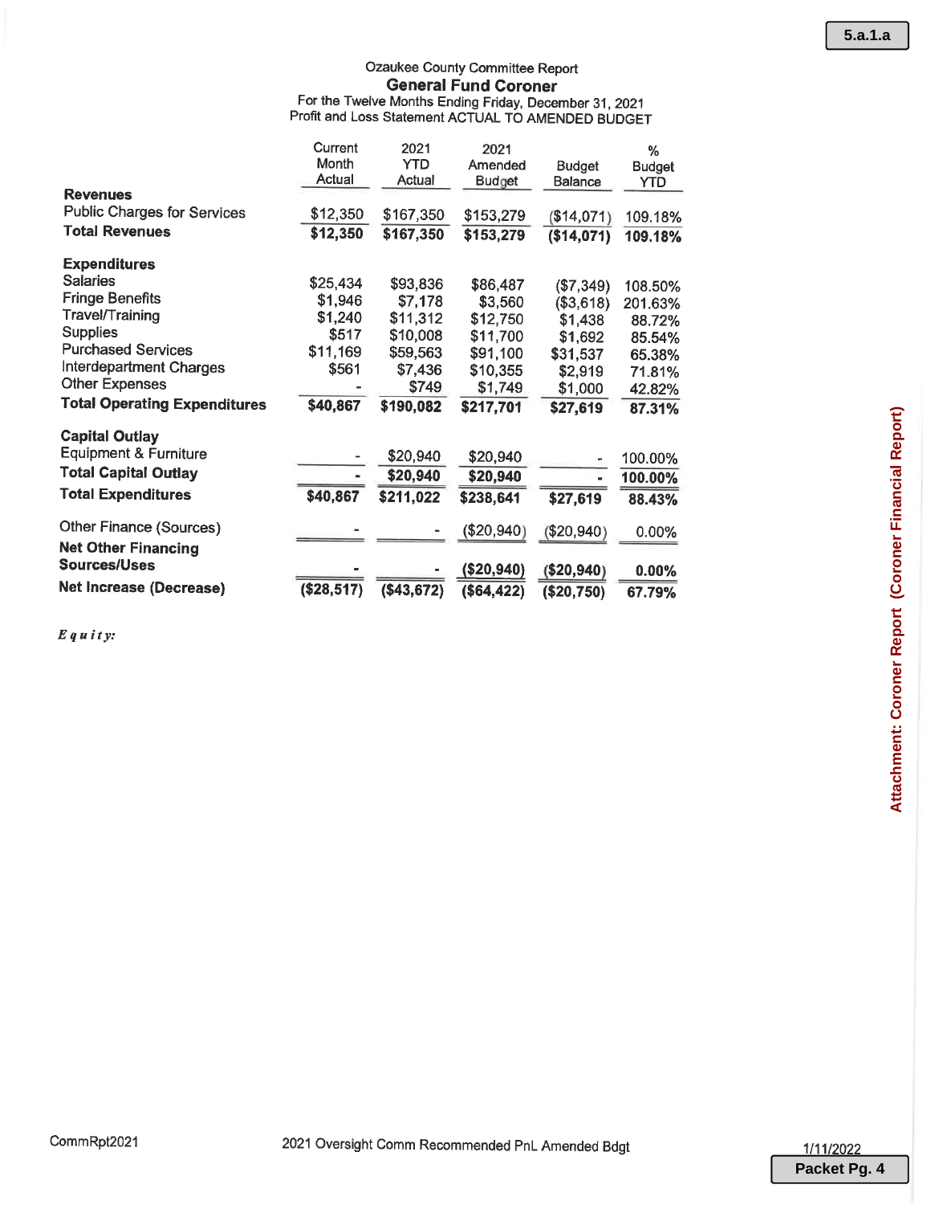Ozaukee County Committee Report

## General Fund Coroner

For the Twelve Months Ending Friday, December 31, 2021

Profit and Loss Statement ACTUAL TO AMENDED BUDGET

| | Current Month Actual | 2021 YTD Actual | 2021 Amended Budget | Budget Balance | % Budget YTD |
|---|---|---|---|---|---|
| **Revenues** | | | | | |
| Public Charges for Services | $12,350 | $167,350 | $153,279 | ($14,071) | 109.18% |
| **Total Revenues** | **$12,350** | **$167,350** | **$153,279** | **($14,071)** | **109.18%** |
| **Expenditures** | | | | | |
| Salaries | $25,434 | $93,836 | $86,487 | ($7,349) | 108.50% |
| Fringe Benefits | $1,946 | $7,178 | $3,560 | ($3,618) | 201.63% |
| Travel/Training | $1,240 | $11,312 | $12,750 | $1,438 | 88.72% |
| Supplies | $517 | $10,008 | $11,700 | $1,692 | 85.54% |
| Purchased Services | $11,169 | $59,563 | $91,100 | $31,537 | 65.38% |
| Interdepartment Charges | $561 | $7,436 | $10,355 | $2,919 | 71.81% |
| Other Expenses | - | $749 | $1,749 | $1,000 | 42.82% |
| **Total Operating Expenditures** | **$40,867** | **$190,082** | **$217,701** | **$27,619** | **87.31%** |
| **Capital Outlay** | | | | | |
| Equipment & Furniture | - | $20,940 | $20,940 | - | 100.00% |
| **Total Capital Outlay** | **-** | **$20,940** | **$20,940** | **-** | **100.00%** |
| **Total Expenditures** | **$40,867** | **$211,022** | **$238,641** | **$27,619** | **88.43%** |
| Other Finance (Sources) | - | - | ($20,940) | ($20,940) | 0.00% |
| **Net Other Financing Sources/Uses** | **-** | **-** | **($20,940)** | **($20,940)** | **0.00%** |
| **Net Increase (Decrease)** | **($28,517)** | **($43,672)** | **($64,422)** | **($20,750)** | **67.79%** |

*Equity:*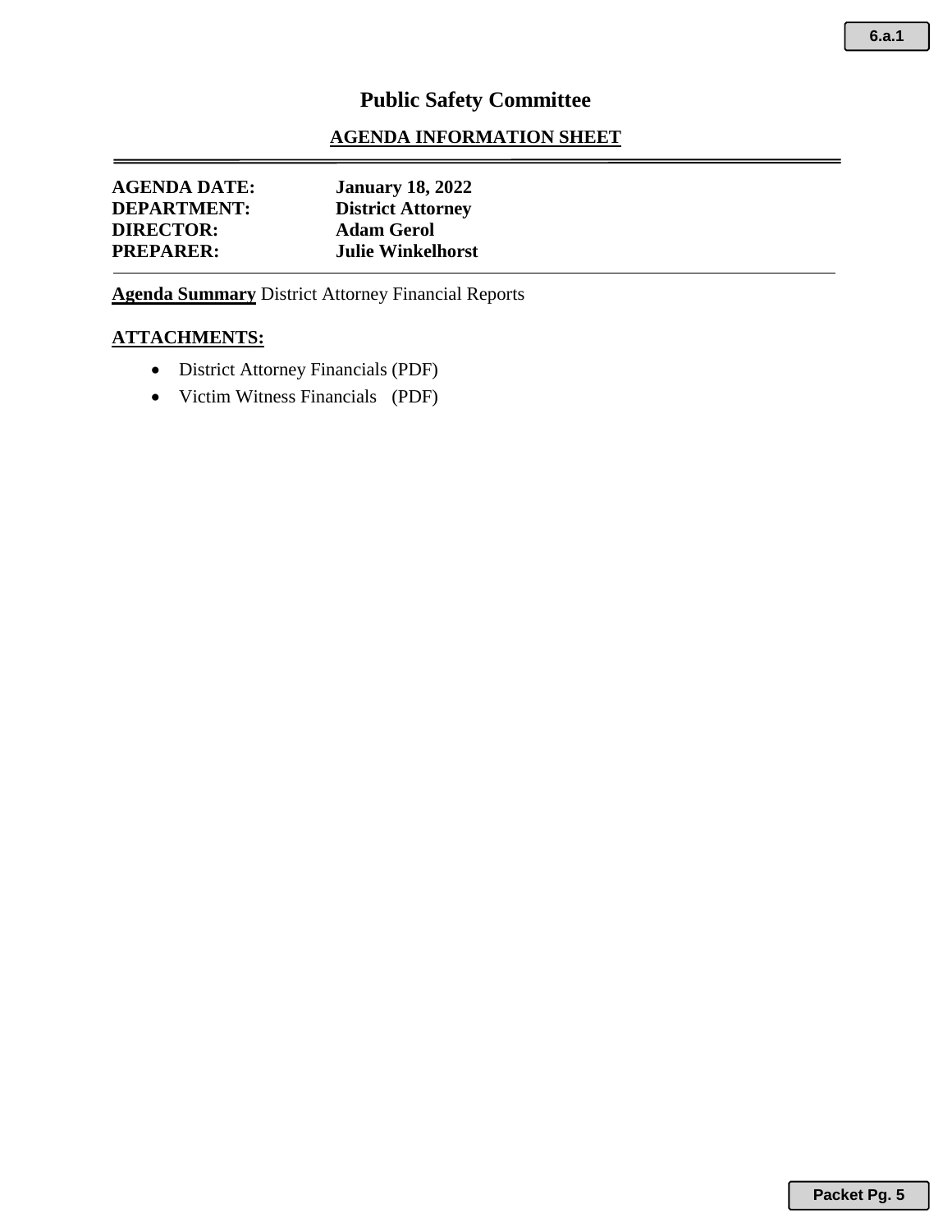# Public Safety Committee

## AGENDA INFORMATION SHEET

**AGENDA DATE:** **January 18, 2022**
**DEPARTMENT:** **District Attorney**
**DIRECTOR:** **Adam Gerol**
**PREPARER:** **Julie Winkelhorst**

---

**Agenda Summary** District Attorney Financial Reports

**ATTACHMENTS:**

- District Attorney Financials (PDF)
- Victim Witness Financials (PDF)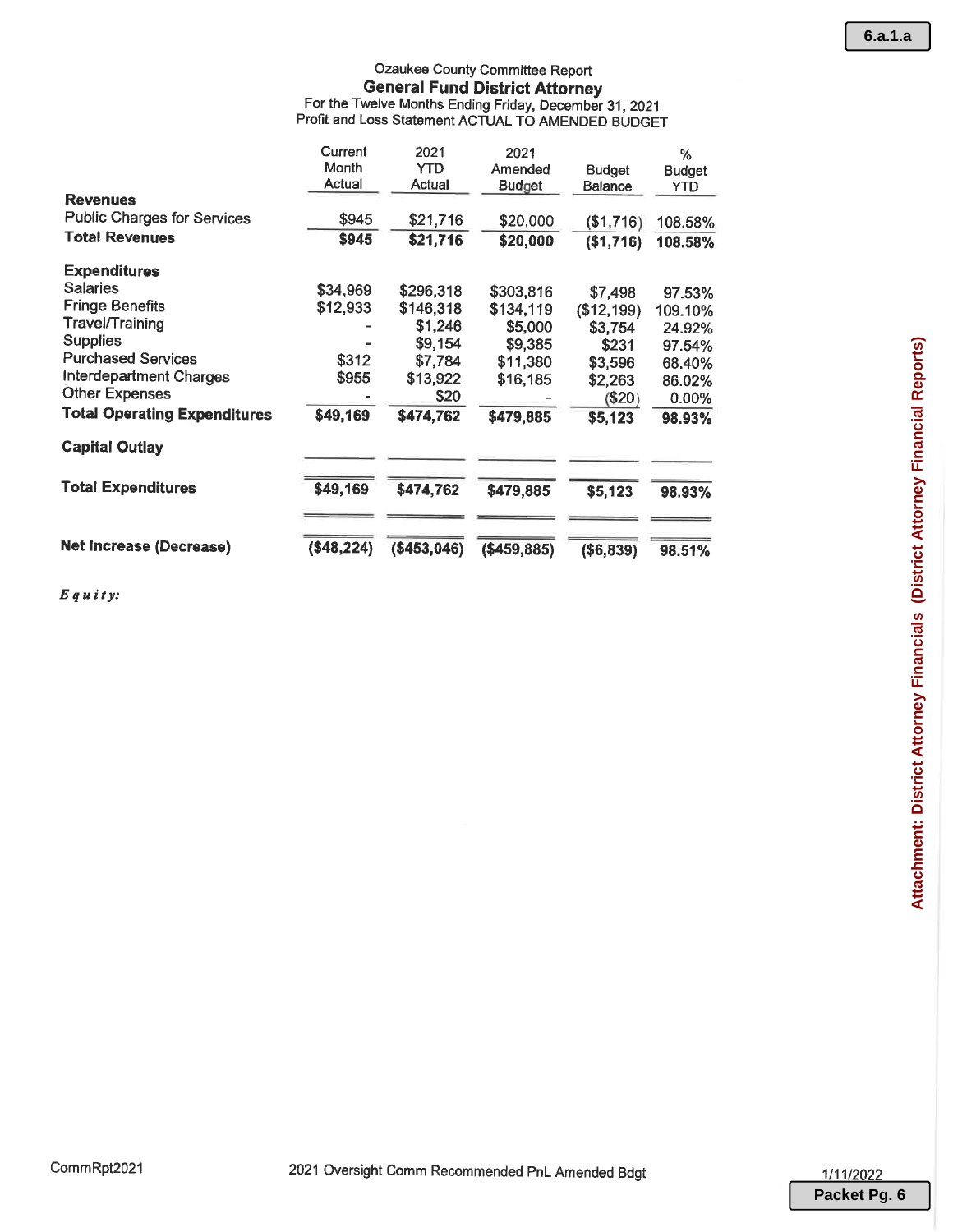Ozaukee County Committee Report

## General Fund District Attorney

For the Twelve Months Ending Friday, December 31, 2021

Profit and Loss Statement ACTUAL TO AMENDED BUDGET

| | Current Month Actual | 2021 YTD Actual | 2021 Amended Budget | Budget Balance | % Budget YTD |
|---|---|---|---|---|---|
| **Revenues** | | | | | |
| Public Charges for Services | $945 | $21,716 | $20,000 | ($1,716) | 108.58% |
| **Total Revenues** | **$945** | **$21,716** | **$20,000** | **($1,716)** | **108.58%** |
| **Expenditures** | | | | | |
| Salaries | $34,969 | $296,318 | $303,816 | $7,498 | 97.53% |
| Fringe Benefits | $12,933 | $146,318 | $134,119 | ($12,199) | 109.10% |
| Travel/Training | - | $1,246 | $5,000 | $3,754 | 24.92% |
| Supplies | - | $9,154 | $9,385 | $231 | 97.54% |
| Purchased Services | $312 | $7,784 | $11,380 | $3,596 | 68.40% |
| Interdepartment Charges | $955 | $13,922 | $16,185 | $2,263 | 86.02% |
| Other Expenses | - | $20 | - | ($20) | 0.00% |
| **Total Operating Expenditures** | **$49,169** | **$474,762** | **$479,885** | **$5,123** | **98.93%** |
| **Capital Outlay** | | | | | |
| **Total Expenditures** | **$49,169** | **$474,762** | **$479,885** | **$5,123** | **98.93%** |
| **Net Increase (Decrease)** | **($48,224)** | **($453,046)** | **($459,885)** | **($6,839)** | **98.51%** |

***Equity:***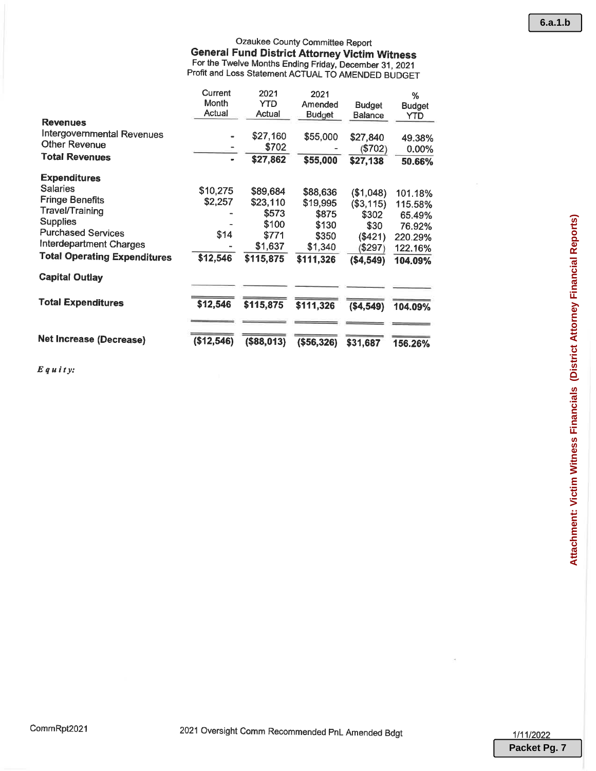Ozaukee County Committee Report

## General Fund District Attorney Victim Witness

For the Twelve Months Ending Friday, December 31, 2021

Profit and Loss Statement ACTUAL TO AMENDED BUDGET

| | Current Month Actual | 2021 YTD Actual | 2021 Amended Budget | Budget Balance | % Budget YTD |
|---|---|---|---|---|---|
| **Revenues** | | | | | |
| Intergovernmental Revenues | - | $27,160 | $55,000 | $27,840 | 49.38% |
| Other Revenue | - | $702 | - | ($702) | 0.00% |
| **Total Revenues** | - | **$27,862** | **$55,000** | **$27,138** | **50.66%** |
| **Expenditures** | | | | | |
| Salaries | $10,275 | $89,684 | $88,636 | ($1,048) | 101.18% |
| Fringe Benefits | $2,257 | $23,110 | $19,995 | ($3,115) | 115.58% |
| Travel/Training | - | $573 | $875 | $302 | 65.49% |
| Supplies | - | $100 | $130 | $30 | 76.92% |
| Purchased Services | $14 | $771 | $350 | ($421) | 220.29% |
| Interdepartment Charges | - | $1,637 | $1,340 | ($297) | 122.16% |
| **Total Operating Expenditures** | **$12,546** | **$115,875** | **$111,326** | **($4,549)** | **104.09%** |
| **Capital Outlay** | | | | | |
| **Total Expenditures** | **$12,546** | **$115,875** | **$111,326** | **($4,549)** | **104.09%** |
| **Net Increase (Decrease)** | **($12,546)** | **($88,013)** | **($56,326)** | **$31,687** | **156.26%** |

***Equity:***

CommRpt2021

2021 Oversight Comm Recommended PnL Amended Bdgt

1/11/2022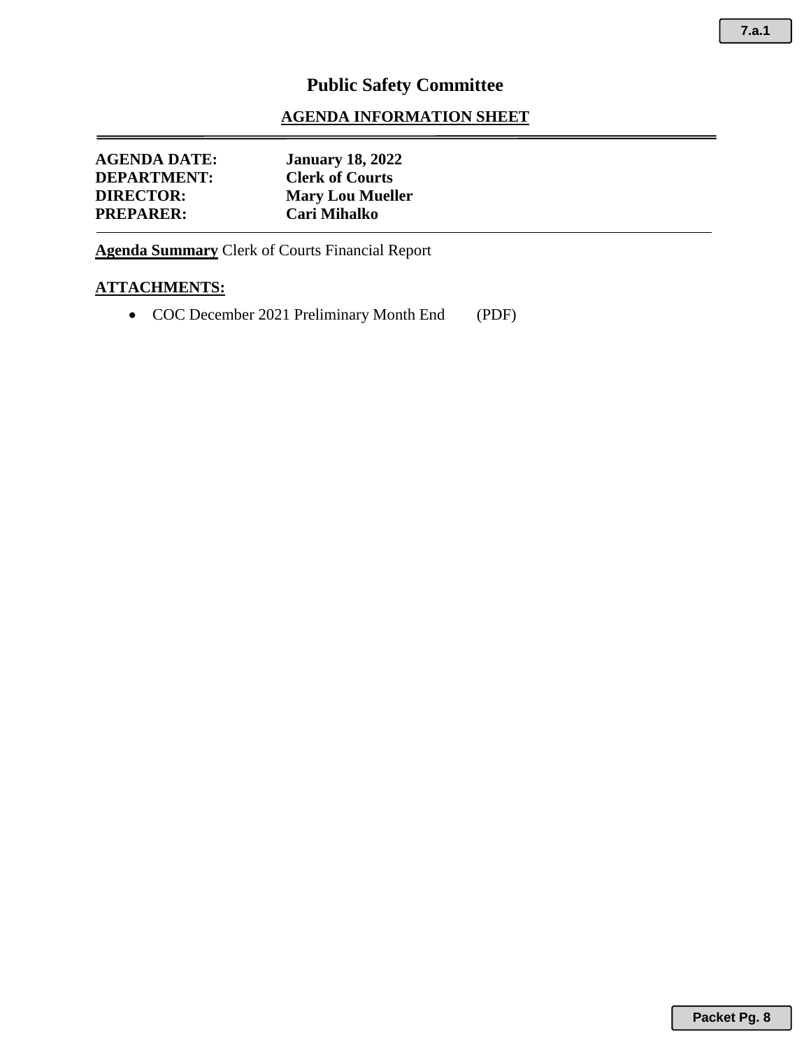# Public Safety Committee

## AGENDA INFORMATION SHEET

**AGENDA DATE:** **January 18, 2022**
**DEPARTMENT:** **Clerk of Courts**
**DIRECTOR:** **Mary Lou Mueller**
**PREPARER:** **Cari Mihalko**

---

**Agenda Summary** Clerk of Courts Financial Report

**ATTACHMENTS:**

- COC December 2021 Preliminary Month End (PDF)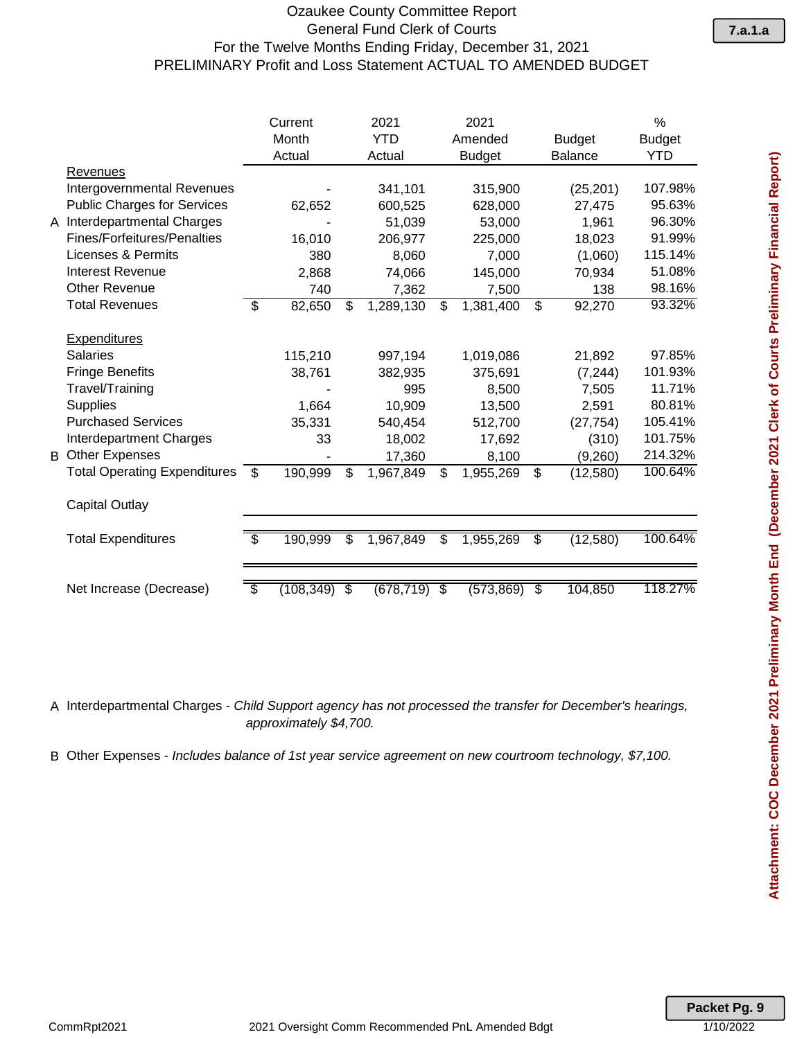# Ozaukee County Committee Report
## General Fund Clerk of Courts
### For the Twelve Months Ending Friday, December 31, 2021
### PRELIMINARY Profit and Loss Statement ACTUAL TO AMENDED BUDGET

| | | Current Month Actual | 2021 YTD Actual | 2021 Amended Budget | Budget Balance | % Budget YTD |
|---|---|---|---|---|---|---|
| | **Revenues** | | | | | |
| | Intergovernmental Revenues | - | 341,101 | 315,900 | (25,201) | 107.98% |
| | Public Charges for Services | 62,652 | 600,525 | 628,000 | 27,475 | 95.63% |
| A | Interdepartmental Charges | - | 51,039 | 53,000 | 1,961 | 96.30% |
| | Fines/Forfeitures/Penalties | 16,010 | 206,977 | 225,000 | 18,023 | 91.99% |
| | Licenses & Permits | 380 | 8,060 | 7,000 | (1,060) | 115.14% |
| | Interest Revenue | 2,868 | 74,066 | 145,000 | 70,934 | 51.08% |
| | Other Revenue | 740 | 7,362 | 7,500 | 138 | 98.16% |
| | Total Revenues | $ 82,650 | $ 1,289,130 | $ 1,381,400 | $ 92,270 | 93.32% |
| | **Expenditures** | | | | | |
| | Salaries | 115,210 | 997,194 | 1,019,086 | 21,892 | 97.85% |
| | Fringe Benefits | 38,761 | 382,935 | 375,691 | (7,244) | 101.93% |
| | Travel/Training | - | 995 | 8,500 | 7,505 | 11.71% |
| | Supplies | 1,664 | 10,909 | 13,500 | 2,591 | 80.81% |
| | Purchased Services | 35,331 | 540,454 | 512,700 | (27,754) | 105.41% |
| | Interdepartment Charges | 33 | 18,002 | 17,692 | (310) | 101.75% |
| B | Other Expenses | - | 17,360 | 8,100 | (9,260) | 214.32% |
| | Total Operating Expenditures | $ 190,999 | $ 1,967,849 | $ 1,955,269 | $ (12,580) | 100.64% |
| | Capital Outlay | | | | | |
| | Total Expenditures | $ 190,999 | $ 1,967,849 | $ 1,955,269 | $ (12,580) | 100.64% |
| | Net Increase (Decrease) | $ (108,349) | $ (678,719) | $ (573,869) | $ 104,850 | 118.27% |

A Interdepartmental Charges - *Child Support agency has not processed the transfer for December's hearings, approximately $4,700.*

B Other Expenses - *Includes balance of 1st year service agreement on new courtroom technology, $7,100.*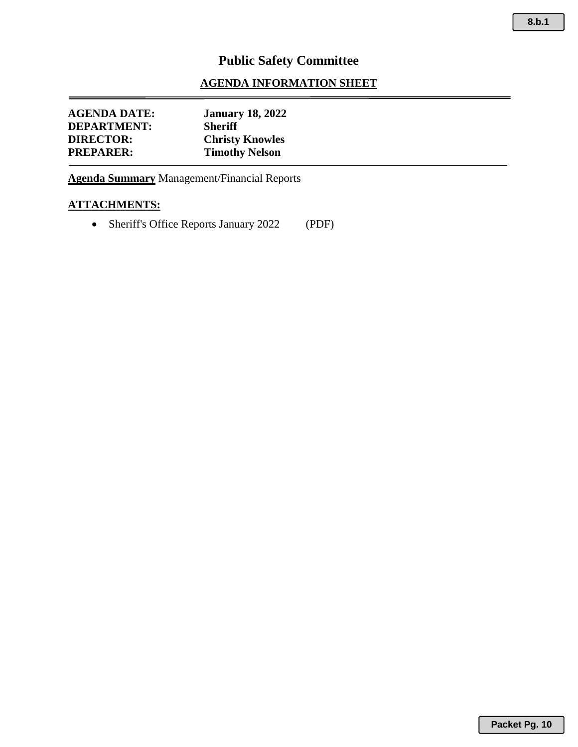# Public Safety Committee

## AGENDA INFORMATION SHEET

**AGENDA DATE:** **January 18, 2022**
**DEPARTMENT:** **Sheriff**
**DIRECTOR:** **Christy Knowles**
**PREPARER:** **Timothy Nelson**

**Agenda Summary** Management/Financial Reports

**ATTACHMENTS:**

- Sheriff's Office Reports January 2022 (PDF)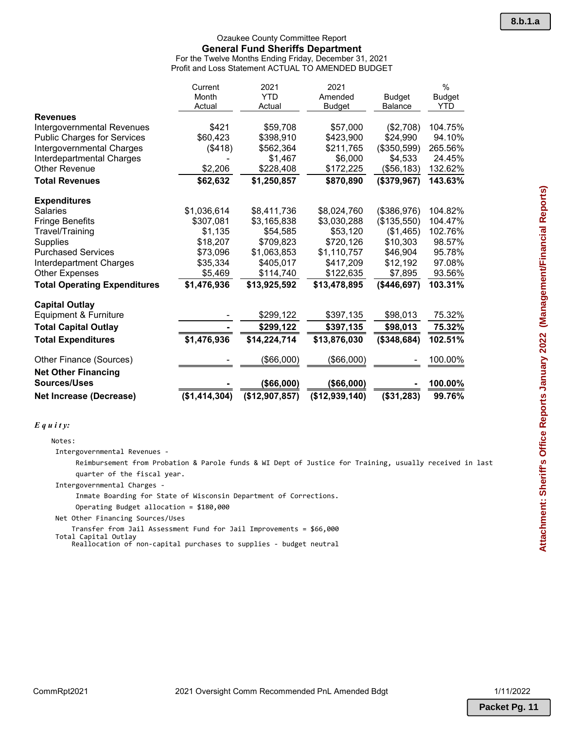Ozaukee County Committee Report

## General Fund Sheriffs Department

For the Twelve Months Ending Friday, December 31, 2021

Profit and Loss Statement ACTUAL TO AMENDED BUDGET

| | Current Month Actual | 2021 YTD Actual | 2021 Amended Budget | Budget Balance | % Budget YTD |
|---|---|---|---|---|---|
| **Revenues** | | | | | |
| Intergovernmental Revenues | $421 | $59,708 | $57,000 | ($2,708) | 104.75% |
| Public Charges for Services | $60,423 | $398,910 | $423,900 | $24,990 | 94.10% |
| Intergovernmental Charges | ($418) | $562,364 | $211,765 | ($350,599) | 265.56% |
| Interdepartmental Charges | - | $1,467 | $6,000 | $4,533 | 24.45% |
| Other Revenue | $2,206 | $228,408 | $172,225 | ($56,183) | 132.62% |
| **Total Revenues** | **$62,632** | **$1,250,857** | **$870,890** | **($379,967)** | **143.63%** |
| **Expenditures** | | | | | |
| Salaries | $1,036,614 | $8,411,736 | $8,024,760 | ($386,976) | 104.82% |
| Fringe Benefits | $307,081 | $3,165,838 | $3,030,288 | ($135,550) | 104.47% |
| Travel/Training | $1,135 | $54,585 | $53,120 | ($1,465) | 102.76% |
| Supplies | $18,207 | $709,823 | $720,126 | $10,303 | 98.57% |
| Purchased Services | $73,096 | $1,063,853 | $1,110,757 | $46,904 | 95.78% |
| Interdepartment Charges | $35,334 | $405,017 | $417,209 | $12,192 | 97.08% |
| Other Expenses | $5,469 | $114,740 | $122,635 | $7,895 | 93.56% |
| **Total Operating Expenditures** | **$1,476,936** | **$13,925,592** | **$13,478,895** | **($446,697)** | **103.31%** |
| **Capital Outlay** | | | | | |
| Equipment & Furniture | - | $299,122 | $397,135 | $98,013 | 75.32% |
| **Total Capital Outlay** | **-** | **$299,122** | **$397,135** | **$98,013** | **75.32%** |
| **Total Expenditures** | **$1,476,936** | **$14,224,714** | **$13,876,030** | **($348,684)** | **102.51%** |
| Other Finance (Sources) | - | ($66,000) | ($66,000) | - | 100.00% |
| **Net Other Financing Sources/Uses** | **-** | **($66,000)** | **($66,000)** | **-** | **100.00%** |
| **Net Increase (Decrease)** | **($1,414,304)** | **($12,907,857)** | **($12,939,140)** | **($31,283)** | **99.76%** |

***Equity:***

Notes:

Intergovernmental Revenues -

Reimbursement from Probation & Parole funds & WI Dept of Justice for Training, usually received in last quarter of the fiscal year.

Intergovernmental Charges -

Inmate Boarding for State of Wisconsin Department of Corrections.

Operating Budget allocation = $180,000

Net Other Financing Sources/Uses

Transfer from Jail Assessment Fund for Jail Improvements = $66,000

Total Capital Outlay

Reallocation of non-capital purchases to supplies - budget neutral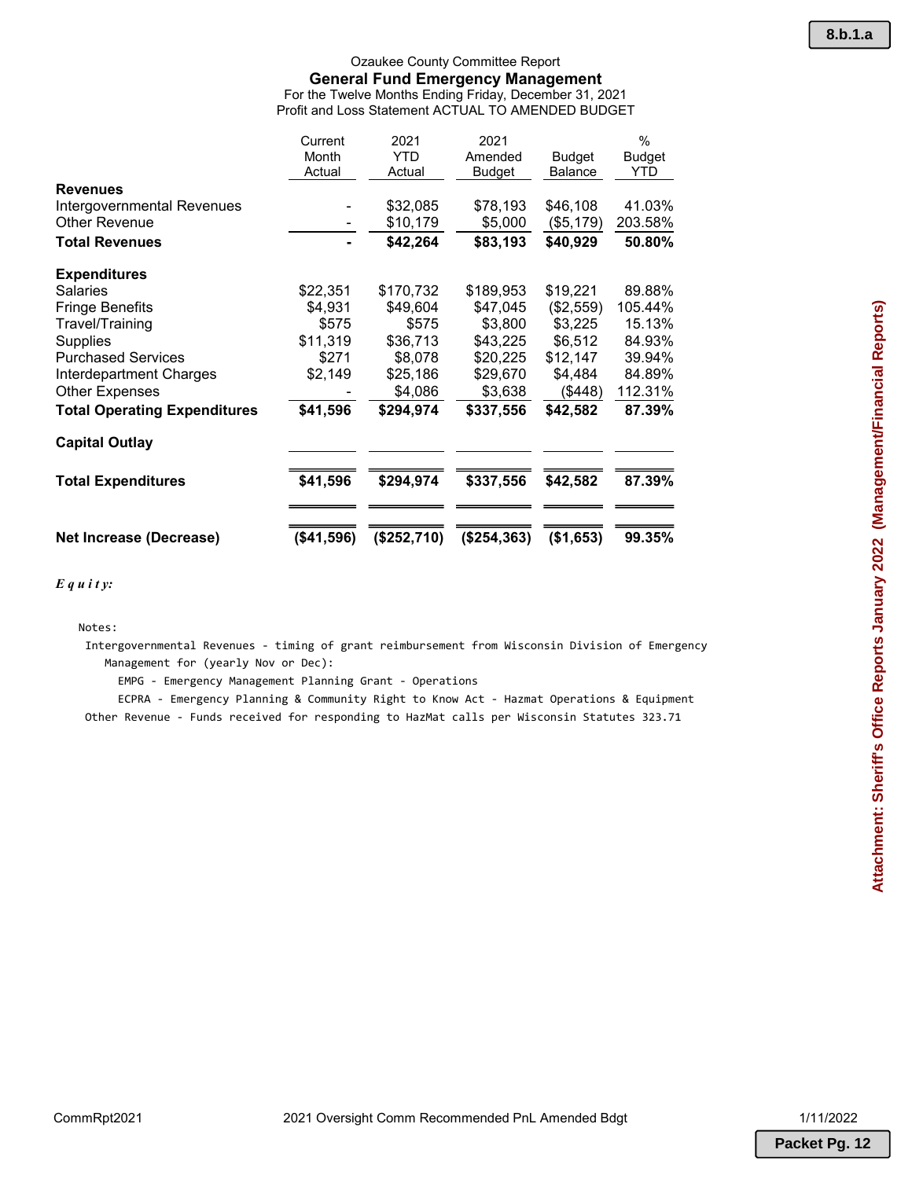Ozaukee County Committee Report

## General Fund Emergency Management

For the Twelve Months Ending Friday, December 31, 2021

Profit and Loss Statement ACTUAL TO AMENDED BUDGET

| | Current Month Actual | 2021 YTD Actual | 2021 Amended Budget | Budget Balance | % Budget YTD |
|---|---|---|---|---|---|
| **Revenues** | | | | | |
| Intergovernmental Revenues | - | $32,085 | $78,193 | $46,108 | 41.03% |
| Other Revenue | - | $10,179 | $5,000 | ($5,179) | 203.58% |
| **Total Revenues** | **-** | **$42,264** | **$83,193** | **$40,929** | **50.80%** |
| **Expenditures** | | | | | |
| Salaries | $22,351 | $170,732 | $189,953 | $19,221 | 89.88% |
| Fringe Benefits | $4,931 | $49,604 | $47,045 | ($2,559) | 105.44% |
| Travel/Training | $575 | $575 | $3,800 | $3,225 | 15.13% |
| Supplies | $11,319 | $36,713 | $43,225 | $6,512 | 84.93% |
| Purchased Services | $271 | $8,078 | $20,225 | $12,147 | 39.94% |
| Interdepartment Charges | $2,149 | $25,186 | $29,670 | $4,484 | 84.89% |
| Other Expenses | - | $4,086 | $3,638 | ($448) | 112.31% |
| **Total Operating Expenditures** | **$41,596** | **$294,974** | **$337,556** | **$42,582** | **87.39%** |
| **Capital Outlay** | | | | | |
| **Total Expenditures** | **$41,596** | **$294,974** | **$337,556** | **$42,582** | **87.39%** |
| **Net Increase (Decrease)** | **($41,596)** | **($252,710)** | **($254,363)** | **($1,653)** | **99.35%** |

***Equity:***

Notes:

Intergovernmental Revenues - timing of grant reimbursement from Wisconsin Division of Emergency Management for (yearly Nov or Dec):

- EMPG - Emergency Management Planning Grant - Operations
- ECPRA - Emergency Planning & Community Right to Know Act - Hazmat Operations & Equipment

Other Revenue - Funds received for responding to HazMat calls per Wisconsin Statutes 323.71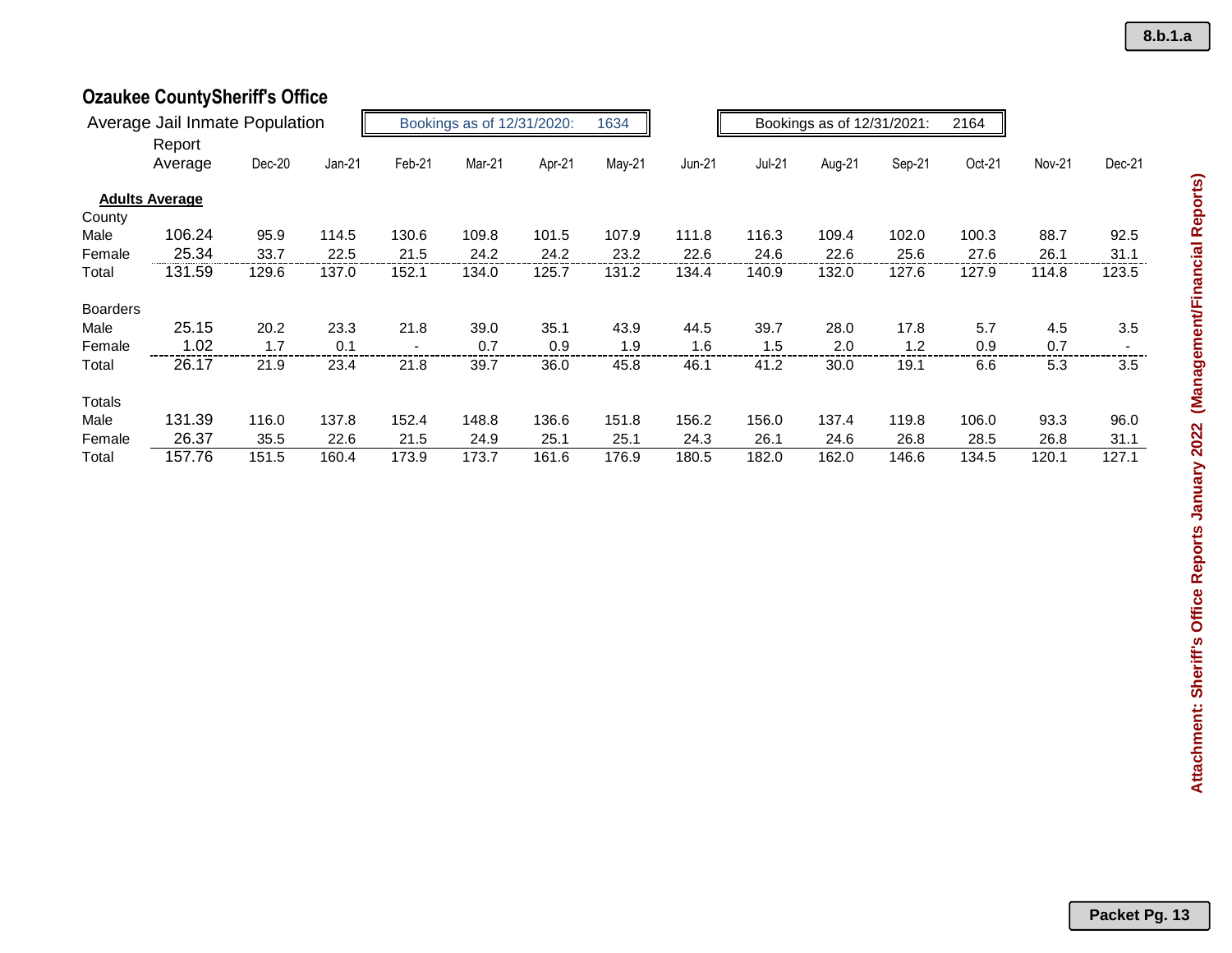## Ozaukee CountySheriff's Office

Average Jail Inmate Population

Bookings as of 12/31/2020: 1634

Bookings as of 12/31/2021: 2164

| | Report Average | Dec-20 | Jan-21 | Feb-21 | Mar-21 | Apr-21 | May-21 | Jun-21 | Jul-21 | Aug-21 | Sep-21 | Oct-21 | Nov-21 | Dec-21 |
|---|---|---|---|---|---|---|---|---|---|---|---|---|---|---|
| **Adults Average** | | | | | | | | | | | | | | |
| County | | | | | | | | | | | | | | |
| Male | 106.24 | 95.9 | 114.5 | 130.6 | 109.8 | 101.5 | 107.9 | 111.8 | 116.3 | 109.4 | 102.0 | 100.3 | 88.7 | 92.5 |
| Female | 25.34 | 33.7 | 22.5 | 21.5 | 24.2 | 24.2 | 23.2 | 22.6 | 24.6 | 22.6 | 25.6 | 27.6 | 26.1 | 31.1 |
| Total | 131.59 | 129.6 | 137.0 | 152.1 | 134.0 | 125.7 | 131.2 | 134.4 | 140.9 | 132.0 | 127.6 | 127.9 | 114.8 | 123.5 |
| Boarders | | | | | | | | | | | | | | |
| Male | 25.15 | 20.2 | 23.3 | 21.8 | 39.0 | 35.1 | 43.9 | 44.5 | 39.7 | 28.0 | 17.8 | 5.7 | 4.5 | 3.5 |
| Female | 1.02 | 1.7 | 0.1 | - | 0.7 | 0.9 | 1.9 | 1.6 | 1.5 | 2.0 | 1.2 | 0.9 | 0.7 | - |
| Total | 26.17 | 21.9 | 23.4 | 21.8 | 39.7 | 36.0 | 45.8 | 46.1 | 41.2 | 30.0 | 19.1 | 6.6 | 5.3 | 3.5 |
| Totals | | | | | | | | | | | | | | |
| Male | 131.39 | 116.0 | 137.8 | 152.4 | 148.8 | 136.6 | 151.8 | 156.2 | 156.0 | 137.4 | 119.8 | 106.0 | 93.3 | 96.0 |
| Female | 26.37 | 35.5 | 22.6 | 21.5 | 24.9 | 25.1 | 25.1 | 24.3 | 26.1 | 24.6 | 26.8 | 28.5 | 26.8 | 31.1 |
| Total | 157.76 | 151.5 | 160.4 | 173.9 | 173.7 | 161.6 | 176.9 | 180.5 | 182.0 | 162.0 | 146.6 | 134.5 | 120.1 | 127.1 |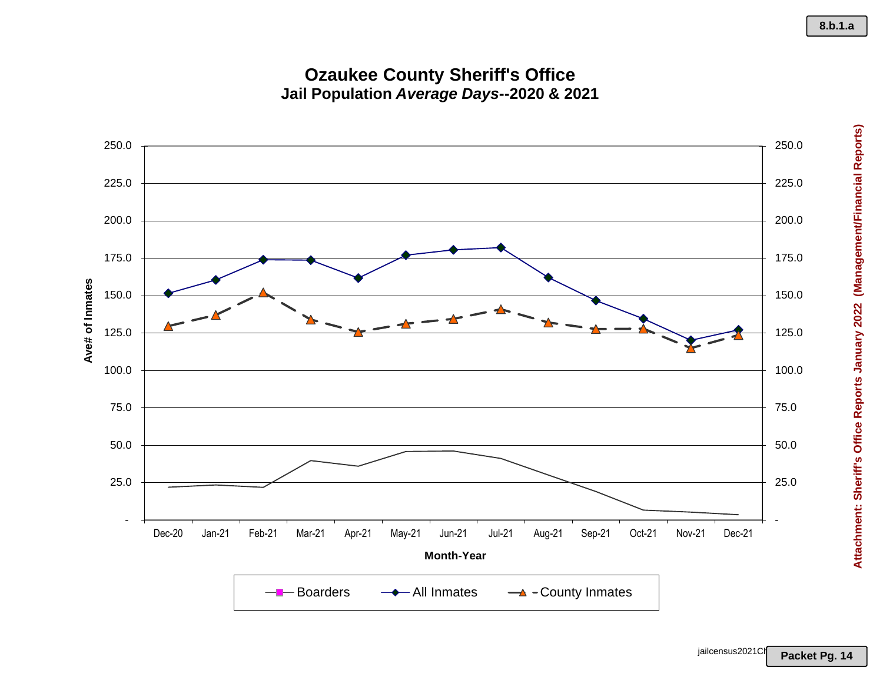# Ozaukee County Sheriff's Office

## Jail Population *Average Days*--2020 & 2021

Ave# of Inmates

250.0
225.0
200.0
175.0
150.0
125.0
100.0
75.0
50.0
25.0
-

Dec-20 Jan-21 Feb-21 Mar-21 Apr-21 May-21 Jun-21 Jul-21 Aug-21 Sep-21 Oct-21 Nov-21 Dec-21

**Month-Year**

Boarders — All Inmates — County Inmates

jailcensus2021Ch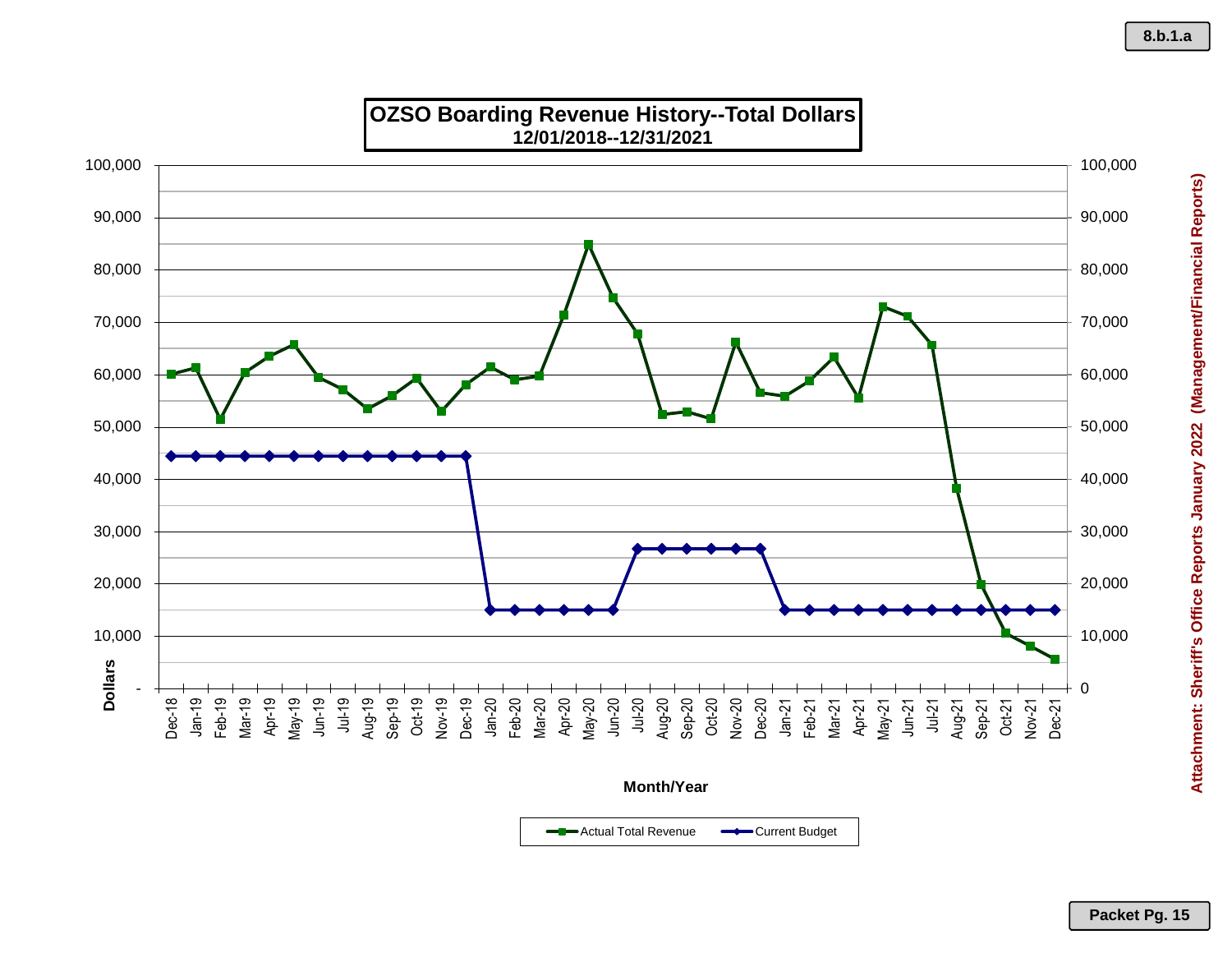# OZSO Boarding Revenue History--Total Dollars
## 12/01/2018--12/31/2021

Dollars

Month/Year

Actual Total Revenue — Current Budget

Attachment: Sheriff's Office Reports January 2022 (Management/Financial Reports)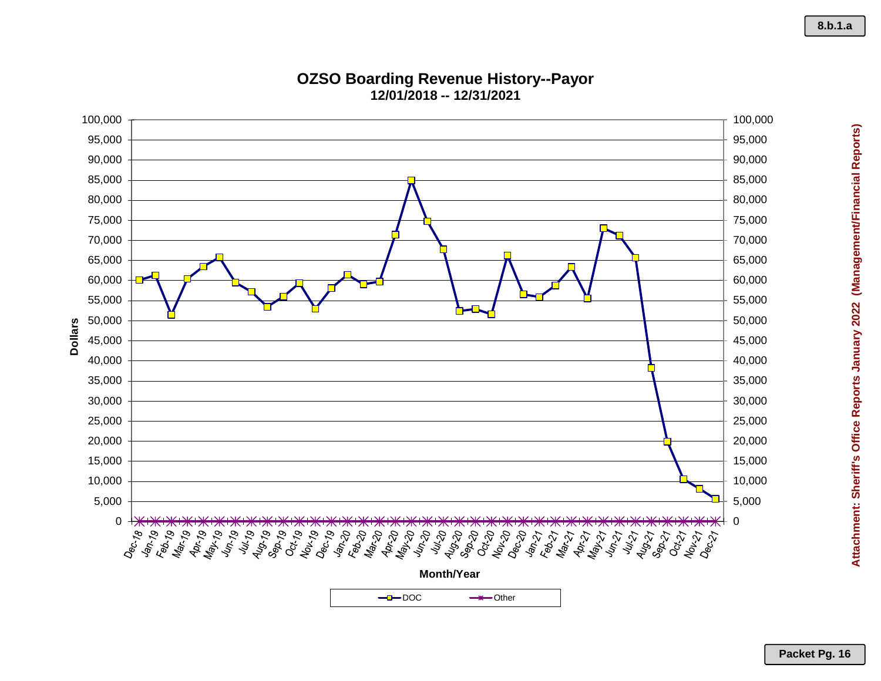# OZSO Boarding Revenue History--Payor

**12/01/2018 -- 12/31/2021**

Dollars

Month/Year

| Month/Year | DOC | Other |
|---|---|---|
| Dec-18 | 60,000 | 0 |
| Jan-19 | 61,200 | 0 |
| Feb-19 | 51,400 | 0 |
| Mar-19 | 60,300 | 0 |
| Apr-19 | 63,300 | 0 |
| May-19 | 65,700 | 0 |
| Jun-19 | 59,400 | 0 |
| Jul-19 | 57,100 | 0 |
| Aug-19 | 53,400 | 0 |
| Sep-19 | 55,900 | 0 |
| Oct-19 | 59,300 | 0 |
| Nov-19 | 52,900 | 0 |
| Dec-19 | 58,000 | 0 |
| Jan-20 | 61,300 | 0 |
| Feb-20 | 59,000 | 0 |
| Mar-20 | 59,600 | 0 |
| Apr-20 | 71,400 | 0 |
| May-20 | 84,900 | 0 |
| Jun-20 | 74,700 | 0 |
| Jul-20 | 67,700 | 0 |
| Aug-20 | 52,400 | 0 |
| Sep-20 | 52,800 | 0 |
| Oct-20 | 51,600 | 0 |
| Nov-20 | 66,100 | 0 |
| Dec-20 | 56,500 | 0 |
| Jan-21 | 55,800 | 0 |
| Feb-21 | 58,700 | 0 |
| Mar-21 | 63,300 | 0 |
| Apr-21 | 55,500 | 0 |
| May-21 | 72,900 | 0 |
| Jun-21 | 71,100 | 0 |
| Jul-21 | 65,600 | 0 |
| Aug-21 | 38,200 | 0 |
| Sep-21 | 19,900 | 0 |
| Oct-21 | 10,500 | 0 |
| Nov-21 | 8,100 | 0 |
| Dec-21 | 5,600 | 0 |

*Values are approximate readings from the chart.*

Attachment: Sheriff's Office Reports January 2022 (Management/Financial Reports)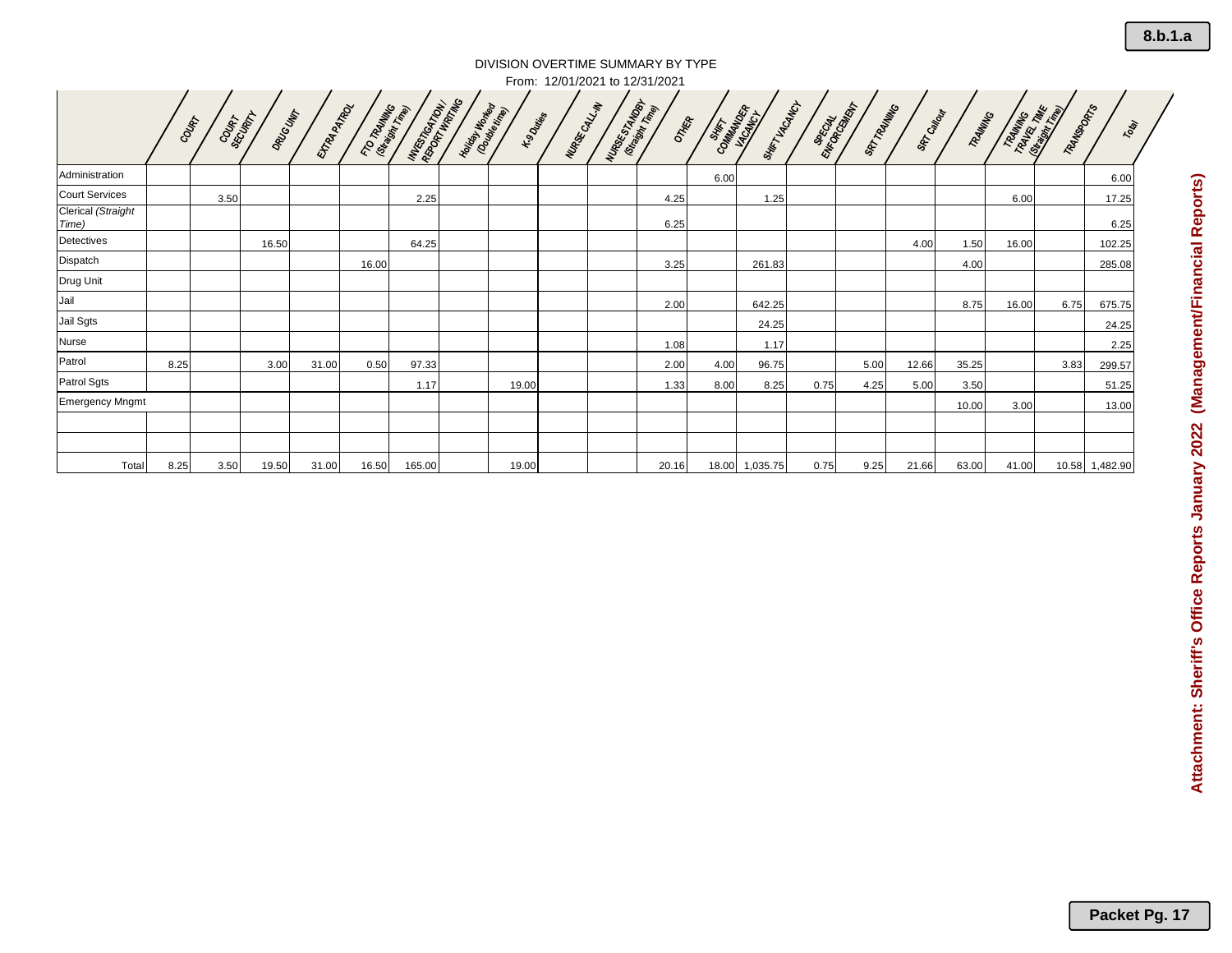DIVISION OVERTIME SUMMARY BY TYPE

From: 12/01/2021 to 12/31/2021

| | COURT | COURT SECURITY | DRUG UNIT | EXTRA PATROL | FTO TRAINING (Straight Time) | INVESTIGATION / REPORT WRITING | Holiday Worked (Double time) | K-9 Duties | NURSE CALL-IN | NURSE STANDBY (Straight Time) | OTHER | SHIFT COMMANDER VACANCY | SHIFT VACANCY | SPECIAL ENFORCEMENT | SRT TRAINING | SRT Callout | TRAINING | TRAINING TRAVEL TIME (Straight Time) | TRANSPORTS | Total |
|---|---|---|---|---|---|---|---|---|---|---|---|---|---|---|---|---|---|---|---|---|
| Administration | | | | | | | | | | | | 6.00 | | | | | | | | 6.00 |
| Court Services | | 3.50 | | | | 2.25 | | | | | 4.25 | | 1.25 | | | | | 6.00 | | 17.25 |
| Clerical *(Straight Time)* | | | | | | | | | | | 6.25 | | | | | | | | | 6.25 |
| Detectives | | | 16.50 | | | 64.25 | | | | | | | | | | 4.00 | 1.50 | 16.00 | | 102.25 |
| Dispatch | | | | | 16.00 | | | | | | 3.25 | | 261.83 | | | | 4.00 | | | 285.08 |
| Drug Unit | | | | | | | | | | | | | | | | | | | | |
| Jail | | | | | | | | | | | 2.00 | | 642.25 | | | | 8.75 | 16.00 | 6.75 | 675.75 |
| Jail Sgts | | | | | | | | | | | | | 24.25 | | | | | | | 24.25 |
| Nurse | | | | | | | | | | | 1.08 | | 1.17 | | | | | | | 2.25 |
| Patrol | 8.25 | | 3.00 | 31.00 | 0.50 | 97.33 | | | | | 2.00 | 4.00 | 96.75 | | 5.00 | 12.66 | 35.25 | | 3.83 | 299.57 |
| Patrol Sgts | | | | | | 1.17 | | 19.00 | | | 1.33 | 8.00 | 8.25 | 0.75 | 4.25 | 5.00 | 3.50 | | | 51.25 |
| Emergency Mngmt | | | | | | | | | | | | | | | | | 10.00 | 3.00 | | 13.00 |
| | | | | | | | | | | | | | | | | | | | | |
| | | | | | | | | | | | | | | | | | | | | |
| Total | 8.25 | 3.50 | 19.50 | 31.00 | 16.50 | 165.00 | | 19.00 | | | 20.16 | 18.00 | 1,035.75 | 0.75 | 9.25 | 21.66 | 63.00 | 41.00 | 10.58 | 1,482.90 |